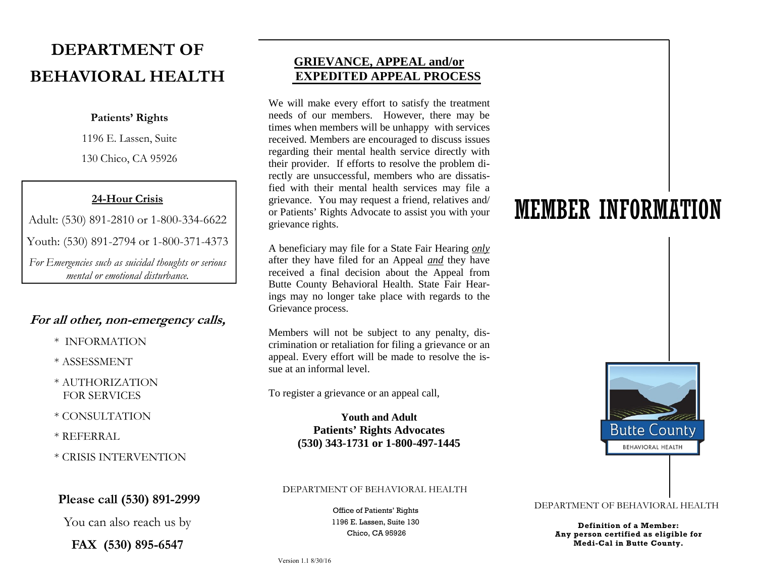# DEPARTMENT OF BEHAVIORAL HEALTH

**Patients' Rights**

1196 E. Lassen, Suite

130 Chico, CA 95926

**24-Hour Crisis**

Adult: (530) 891-2810 or 1-800-334-6622

Youth: (530) 891-2794 or 1-800-371-4373

*For Emergencies such as suicidal thoughts or serious mental or emotional disturbance.*

***For all other, non-emergency calls,***

* INFORMATION
* ASSESSMENT
* AUTHORIZATION FOR SERVICES
* CONSULTATION
* REFERRAL
* CRISIS INTERVENTION

**Please call (530) 891-2999**

You can also reach us by

**FAX (530) 895-6547**

## GRIEVANCE, APPEAL and/or EXPEDITED APPEAL PROCESS

We will make every effort to satisfy the treatment needs of our members. However, there may be times when members will be unhappy with services received. Members are encouraged to discuss issues regarding their mental health service directly with their provider. If efforts to resolve the problem directly are unsuccessful, members who are dissatisfied with their mental health services may file a grievance. You may request a friend, relatives and/ or Patients' Rights Advocate to assist you with your grievance rights.

A beneficiary may file for a State Fair Hearing *only* after they have filed for an Appeal *and* they have received a final decision about the Appeal from Butte County Behavioral Health. State Fair Hearings may no longer take place with regards to the Grievance process.

Members will not be subject to any penalty, discrimination or retaliation for filing a grievance or an appeal. Every effort will be made to resolve the issue at an informal level.

To register a grievance or an appeal call,

**Youth and Adult**
**Patients' Rights Advocates**
**(530) 343-1731 or 1-800-497-1445**

DEPARTMENT OF BEHAVIORAL HEALTH

Office of Patients' Rights
1196 E. Lassen, Suite 130
Chico, CA 95926

Version 1.1 8/30/16

# MEMBER INFORMATION

Butte County
BEHAVIORAL HEALTH

DEPARTMENT OF BEHAVIORAL HEALTH

**Definition of a Member:**
**Any person certified as eligible for Medi-Cal in Butte County.**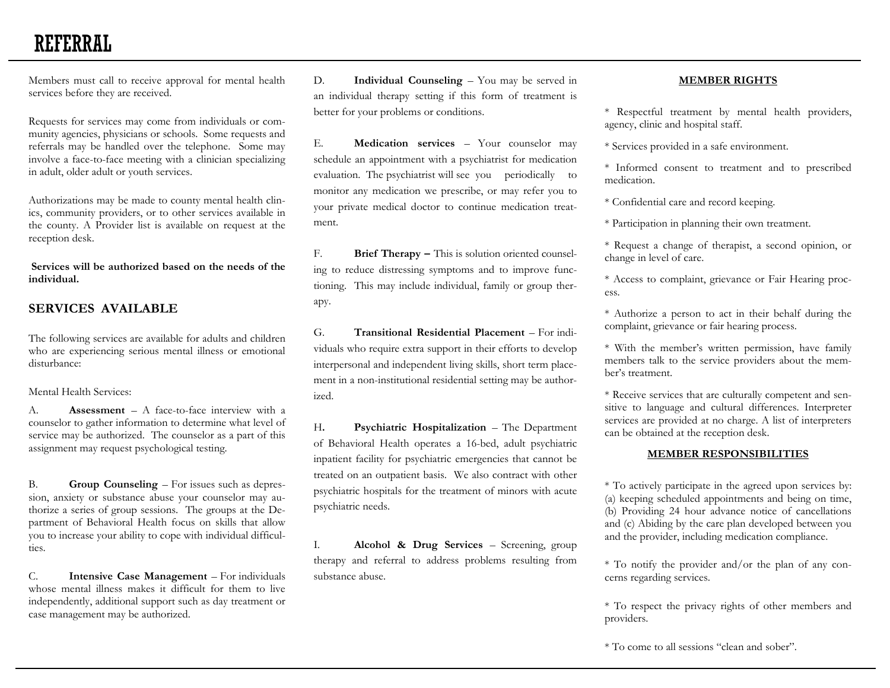# REFERRAL

Members must call to receive approval for mental health services before they are received.

Requests for services may come from individuals or community agencies, physicians or schools. Some requests and referrals may be handled over the telephone. Some may involve a face-to-face meeting with a clinician specializing in adult, older adult or youth services.

Authorizations may be made to county mental health clinics, community providers, or to other services available in the county. A Provider list is available on request at the reception desk.

**Services will be authorized based on the needs of the individual.**

## SERVICES AVAILABLE

The following services are available for adults and children who are experiencing serious mental illness or emotional disturbance:

Mental Health Services:

A. **Assessment** – A face-to-face interview with a counselor to gather information to determine what level of service may be authorized. The counselor as a part of this assignment may request psychological testing.

B. **Group Counseling** – For issues such as depression, anxiety or substance abuse your counselor may authorize a series of group sessions. The groups at the Department of Behavioral Health focus on skills that allow you to increase your ability to cope with individual difficulties.

C. **Intensive Case Management** – For individuals whose mental illness makes it difficult for them to live independently, additional support such as day treatment or case management may be authorized.

D. **Individual Counseling** – You may be served in an individual therapy setting if this form of treatment is better for your problems or conditions.

E. **Medication services** – Your counselor may schedule an appointment with a psychiatrist for medication evaluation. The psychiatrist will see you periodically to monitor any medication we prescribe, or may refer you to your private medical doctor to continue medication treatment.

F. **Brief Therapy –** This is solution oriented counseling to reduce distressing symptoms and to improve functioning. This may include individual, family or group therapy.

G. **Transitional Residential Placement** – For individuals who require extra support in their efforts to develop interpersonal and independent living skills, short term placement in a non-institutional residential setting may be authorized.

H**.** **Psychiatric Hospitalization** – The Department of Behavioral Health operates a 16-bed, adult psychiatric inpatient facility for psychiatric emergencies that cannot be treated on an outpatient basis. We also contract with other psychiatric hospitals for the treatment of minors with acute psychiatric needs.

I. **Alcohol & Drug Services** – Screening, group therapy and referral to address problems resulting from substance abuse.

### MEMBER RIGHTS

* Respectful treatment by mental health providers, agency, clinic and hospital staff.

* Services provided in a safe environment.

* Informed consent to treatment and to prescribed medication.

* Confidential care and record keeping.

* Participation in planning their own treatment.

* Request a change of therapist, a second opinion, or change in level of care.

* Access to complaint, grievance or Fair Hearing process.

* Authorize a person to act in their behalf during the complaint, grievance or fair hearing process.

* With the member's written permission, have family members talk to the service providers about the member's treatment.

* Receive services that are culturally competent and sensitive to language and cultural differences. Interpreter services are provided at no charge. A list of interpreters can be obtained at the reception desk.

### MEMBER RESPONSIBILITIES

* To actively participate in the agreed upon services by: (a) keeping scheduled appointments and being on time, (b) Providing 24 hour advance notice of cancellations and (c) Abiding by the care plan developed between you and the provider, including medication compliance.

* To notify the provider and/or the plan of any concerns regarding services.

* To respect the privacy rights of other members and providers.

* To come to all sessions "clean and sober".